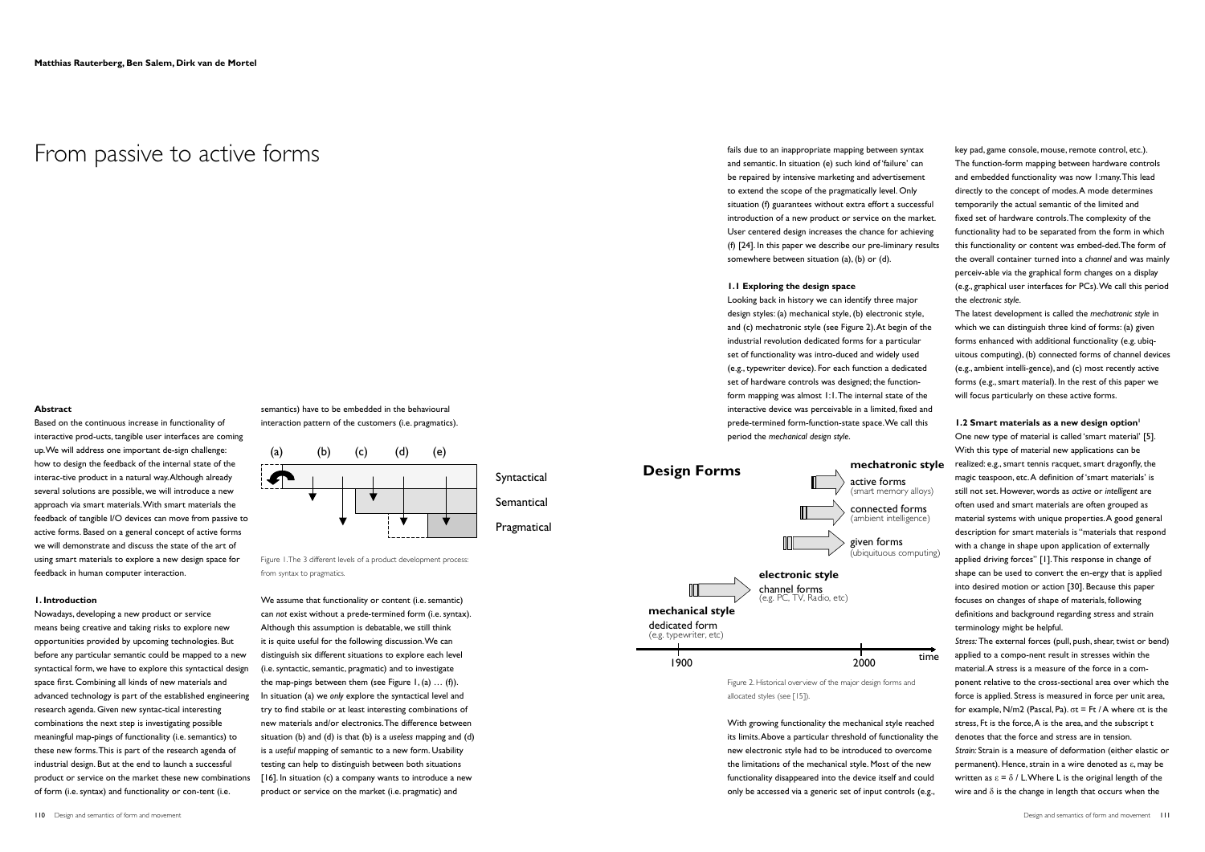**Matthias Rauterberg, Ben Salem, Dirk van de Mortel**

# From passive to active forms

### Abstract

Based on the continuous increase in functionality of interactive prod-ucts, tangible user interfaces are coming up. We will address one important de-sign challenge: how to design the feedback of the internal state of the interac-tive product in a natural way. Although already several solutions are possible, we will introduce a new approach via smart materials. With smart materials the feedback of tangible I/O devices can move from passive to active forms. Based on a general concept of active forms we will demonstrate and discuss the state of the art of using smart materials to explore a new design space for feedback in human computer interaction.

### 1. Introduction

Nowadays, developing a new product or service means being creative and taking risks to explore new opportunities provided by upcoming technologies. But before any particular semantic could be mapped to a new syntactical form, we have to explore this syntactical design space first. Combining all kinds of new materials and advanced technology is part of the established engineering research agenda. Given new syntac-tical interesting combinations the next step is investigating possible meaningful map-pings of functionality (i.e. semantics) to these new forms. This is part of the research agenda of industrial design. But at the end to launch a successful product or service on the market these new combinations of form (i.e. syntax) and functionality or con-tent (i.e. semantics) have to be embedded in the behavioural interaction pattern of the customers (i.e. pragmatics).

Figure 1. The 3 different levels of a product development process: from syntax to pragmatics.

We assume that functionality or content (i.e. semantic) can *not* exist without a pre-termined form (i.e. syntax). Although this assumption is debatable, we still think it is quite useful for the following discussion. We can distinguish six different situations to explore each level (i.e. syntactic, semantic, pragmatic) and to investigate the map-pings between them (see Figure 1, (a) … (f)). In situation (a) we *only* explore the syntactical level and try to find stabile or at least interesting combinations of new materials and/or electronics. The difference between situation (b) and (d) is that (b) is a *useless* mapping and (d) is a *useful* mapping of semantic to a new form. Usability testing can help to distinguish between both situations [16]. In situation (c) a company wants to introduce a new product or service on the market (i.e. pragmatic) and fails due to an inappropriate mapping between syntax and semantic. In situation (e) such kind of 'failure' can be repaired by intensive marketing and advertisement to extend the scope of the pragmatically level. Only situation (f) guarantees without extra effort a successful introduction of a new product or service on the market. User centered design increases the chance for achieving (f) [24]. In this paper we describe our pre-liminary results somewhere between situation (a), (b) or (d).

#### 1.1 Exploring the design space

Looking back in history we can identify three major design styles: (a) mechanical style, (b) electronic style, and (c) mechatronic style (see Figure 2). At begin of the industrial revolution dedicated forms for a particular set of functionality was intro-duced and widely used (e.g., typewriter device). For each function a dedicated set of hardware controls was designed; the function-form mapping was almost 1:1. The internal state of the interactive device was perceivable in a limited, fixed and prede-termined form-function-state space. We call this period the *mechanical design style*.

Figure 2. Historical overview of the major design forms and allocated styles (see [15]).

With growing functionality the mechanical style reached its limits. Above a particular threshold of functionality the new electronic style had to be introduced to overcome the limitations of the mechanical style. Most of the new functionality disappeared into the device itself and could only be accessed via a generic set of input controls (e.g., key pad, game console, mouse, remote control, etc.). The function-form mapping between hardware controls and embedded functionality was now 1:many. This lead directly to the concept of modes. A mode determines temporarily the actual semantic of the limited and fixed set of hardware controls. The complexity of the functionality had to be separated from the form in which this functionality or content was embed-ded. The form of the overall container turned into a *channel* and was mainly perceiv-able via the graphical form changes on a display (e.g., graphical user interfaces for PCs). We call this period the *electronic style*.

The latest development is called the *mechatronic style* in which we can distinguish three kind of forms: (a) given forms enhanced with additional functionality (e.g. ubiq-uitous computing), (b) connected forms of channel devices (e.g., ambient intelli-gence), and (c) most recently active forms (e.g., smart material). In the rest of this paper we will focus particularly on these active forms.

#### 1.2 Smart materials as a new design option[1]

One new type of material is called 'smart material' [5]. With this type of material new applications can be realized: e.g., smart tennis racquet, smart dragonfly, the magic teaspoon, etc. A definition of 'smart materials' is still not set. However, words as *active* or *intelligent* are often used and smart materials are often grouped as material systems with unique properties. A good general description for smart materials is "materials that respond with a change in shape upon application of externally applied driving forces" [1]. This response in change of shape can be used to convert the en-ergy that is applied into desired motion or action [30]. Because this paper focuses on changes of shape of materials, following definitions and background regarding stress and strain terminology might be helpful.

*Stress:* The external forces (pull, push, shear, twist or bend) applied to a compo-nent result in stresses within the material. A stress is a measure of the force in a com-ponent relative to the cross-sectional area over which the force is applied. Stress is measured in force per unit area, for example, N/m2 (Pascal, Pa). $\sigma_t = F_t / A$ where $\sigma_t$ is the stress, $F_t$ is the force, A is the area, and the subscript t denotes that the force and stress are in tension.

*Strain:* Strain is a measure of deformation (either elastic or permanent). Hence, strain in a wire denoted as $\varepsilon$, may be written as $\varepsilon = \delta / L$. Where L is the original length of the wire and $\delta$ is the change in length that occurs when the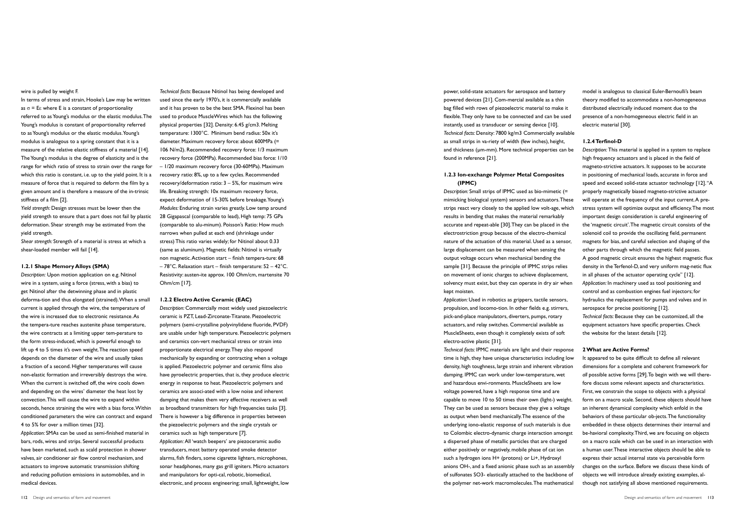wire is pulled by weight F.

In terms of stress and strain, Hooke's Law may be written as $\sigma = E\varepsilon$: where E is a constant of proportionality referred to as Young's modulus or the elastic modulus. The Young's modulus is constant of proportionality referred to as Young's modulus or the elastic modulus. Young's modulus is analogous to a spring constant that it is a measure of the relative elastic stiffness of a material [14]. The Young's modulus is the degree of elasticity and is the range for which ratio of stress to strain over the range for which this ratio is constant, i.e. up to the yield point. It is a measure of force that is required to deform the film by a given amount and is therefore a measure of the in-trinsic stiffness of a film [2].

*Yield strength:* Design stresses must be lower then the yield strength to ensure that a part does not fail by plastic deformation. Shear strength may be estimated from the yield strength.

*Shear strength:* Strength of a material is stress at which a shear-loaded member will fail [14].

### 1.2.1 Shape Memory Alloys (SMA)

*Description:* Upon motion application on e.g. Nitinol wire in a system, using a force (stress, with a bias) to get Nitinol after the detwinning phase and in plastic deforma-tion and thus elongated (strained). When a small current is applied through the wire, the temperature of the wire is increased due to electronic resistance. As the tempera-ture reaches austenite phase temperature, the wire contracts at a limiting upper tem-perature to the form stress-induced, which is powerful enough to lift up 4 to 5 times it's own weight. The reaction speed depends on the diameter of the wire and usually takes a fraction of a second. Higher temperatures will cause non-elastic formation and irreversibly destroys the wire. When the current is switched off, the wire cools down and depending on the wires' diameter the heat lost by convection. This will cause the wire to expand within seconds, hence straining the wire with a bias force. Within conditioned parameters the wire can contract and expand 4 to 5% for over a million times [32].

*Application:* SMAs can be used as semi-finished material in bars, rods, wires and strips. Several successful products have been marketed, such as scald protection in shower valves, air conditioner air flow control mechanism, and actuators to improve automatic transmission shifting and reducing pollution emissions in automobiles, and in medical devices.

*Technical facts:* Because Nitinol has being developed and used since the early 1970's, it is commercially available and it has proven to be the best SMA. Flexinol has been used to produce MuscleWires which has the following physical properties [32]. Density: 6.45 g/cm3. Melting temperature: 1300°C. Minimum bend radius: 50x it's diameter. Maximum recovery force: about 600MPa (= 106 N/m2). Recommended recovery force: 1/3 maximum recovery force (200MPa). Recommended bias force: 1/10 – 1/20 maximum recovery force (30-60MPa). Maximum recovery ratio: 8%, up to a few cycles. Recommended recovery/deformation ratio: 3 – 5%, for maximum wire life. Breaking strength: 10x maximum recovery force, expect deformation of 15-30% before breakage. Young's *Modules:* Enduring strain varies greatly. Low temp around 28 Gigapascal (comparable to lead), High temp: 75 GPa (comparable to alu-minum). Poisson's Ratio: How much narrows when pulled at each end (shrinkage under stress) This ratio varies widely; for Nitinol about 0.33 (same as aluminum). Magnetic fields: Nitinol is virtually non magnetic. Activation start – finish tempera-ture: 68 – 78°C. Relaxation start – finish temperature: 52 – 42°C. Resistivity: austen-ite approx. 100 Ohm/cm, martensite 70 Ohm/cm [17].

### 1.2.2 Electro Active Ceramic (EAC)

*Description:* Commercially most widely used piezoelectric ceramic is PZT, Lead-Zirconate-Titanate. Piezoelectric polymers (semi-crystalline polyvinylidene fluoride, PVDF) are usable under high temperature. Piezoelectric polymers and ceramics con-vert mechanical stress or strain into proportionate electrical energy. They also respond mechanically by expanding or contracting when a voltage is applied. Piezoelectric polymer and ceramic films also have pyroelectric properties, that is, they produce electric energy in response to heat. Piezoelectric polymers and ceramics are associ-ated with a low noise and inherent damping that makes them very effective receivers as well as broadband transmitters for high frequencies tasks [3]. There is however a big difference in properties between the piezoelectric polymers and the single crystals or ceramics such as high temperature [7].

*Application:* All 'watch beepers' are piezoceramic audio transducers, most battery operated smoke detector alarms, fish finders, some cigarette lighters, microphones, sonar headphones, many gas grill igniters. Micro actuators and manipulators for opti-cal, robotic, biomedical, electronic, and process engineering; small, lightweight, low power, solid-state actuators for aerospace and battery powered devices [21]. Com-mercial available as a thin bag filled with rows of piezoelectric material to make it flexible. They only have to be connected and can be used instantly, used as transducer or sensing device [10].

*Technical facts:* Density: 7800 kg/m3 Commercially available as small strips in va-riety of width (few inches), height, and thickness (µm-mm). More technical properties can be found in reference [21].

### 1.2.3 Ion-exchange Polymer Metal Composites (IPMC)

*Description:* Small strips of IPMC used as bio-mimetic (= mimicking biological system) sensors and actuators. These strips react very closely to the applied low volt-age, which results in bending that makes the material remarkably accurate and repeat-able [30]. They can be placed in the electrostriction group because of the electro-chemical nature of the actuation of this material. Used as a sensor, large displacement can be measured when sensing the output voltage occurs when mechanical bending the sample [31]. Because the principle of IPMC strips relies on movement of ionic charges to achieve displacement, solvency must exist, but they can operate in dry air when kept moisten.

*Application:* Used in robotics as grippers, tactile sensors, propulsion, and locomo-tion. In other fields e.g. stirrers, pick-and-place manipulators, diverters, pumps, rotary actuators, and relay switches. Commercial available as MuscleSheets, even though it completely exists of soft electro-active plastic [31].

*Technical facts:* IPMC materials are light and their response time is high, they have unique characteristics including low density, high toughness, large strain and inherent vibration damping. IPMC can work under low-temperature, wet and hazardous envi-ronments. MuscleSheets are low voltage powered, have a high response time and are capable to move 10 to 50 times their own (light-) weight. They can be used as sensors because they give a voltage as output when bend mechanically. The essence of the underlying iono-elastic response of such materials is due to Colombic electro-dynamic charge interaction amongst a dispersed phase of metallic particles that are charged either positively or negatively, mobile phase of cat ion such a hydrogen ions H+ (protons) or Li+, Hydroxyl anions OH-, and a fixed anionic phase such as an assembly of sulfonates SO3- elastically attached to the backbone of the polymer net-work macromolecules. The mathematical model is analogous to classical Euler-Bernoulli's beam theory modified to accommodate a non-homogeneous distributed electrically induced moment due to the presence of a non-homogeneous electric field in an electric material [30].

### 1.2.4 Terfinol-D

*Description:* This material is applied in a system to replace high frequency actuators and is placed in the field of magneto-strictive actuators. It supposes to be accurate in positioning of mechanical loads, accurate in force and speed and exceed solid-state actuator technology [12]. "A properly magnetically biased magneto-strictive actuator will operate at the frequency of the input current. A pre-stress system will optimize output and efficiency. The most important design consideration is careful engineering of the 'magnetic circuit'. The magnetic circuit consists of the solenoid coil to provide the oscillating field, permanent magnets for bias, and careful selection and shaping of the other parts through which the magnetic field passes. A good magnetic circuit ensures the highest magnetic flux density in the Terfenol-D, and very uniform mag-netic flux in all phases of the actuator operating cycle" [12].

*Application:* In machinery used as tool positioning and control and as combustion engines fuel injectors; for hydraulics the replacement for pumps and valves and in aerospace for precise positioning [12].

*Technical facts:* Because they can be customized, all the equipment actuators have specific properties. Check the website for the latest details [12].

## 2 What are Active Forms?

It appeared to be quite difficult to define all relevant dimensions for a complete and coherent framework for *all* possible active forms [29]. To begin with we will there-fore discuss some relevant aspects and characteristics. First, we constrain the scope to objects with a physical form on a macro scale. Second, these objects should have an inherent dynamical complexity which enfold in the behaviors of these particular ob-jects. The functionality embedded in these objects determines their internal and be-havioral complexity. Third, we are focusing on objects on a macro scale which can be used in an interaction with a human user. These interactive objects should be able to express their actual internal state via perceivable form changes on the surface. Before we discuss these kinds of objects we will introduce already existing examples, al-though not satisfying all above mentioned requirements.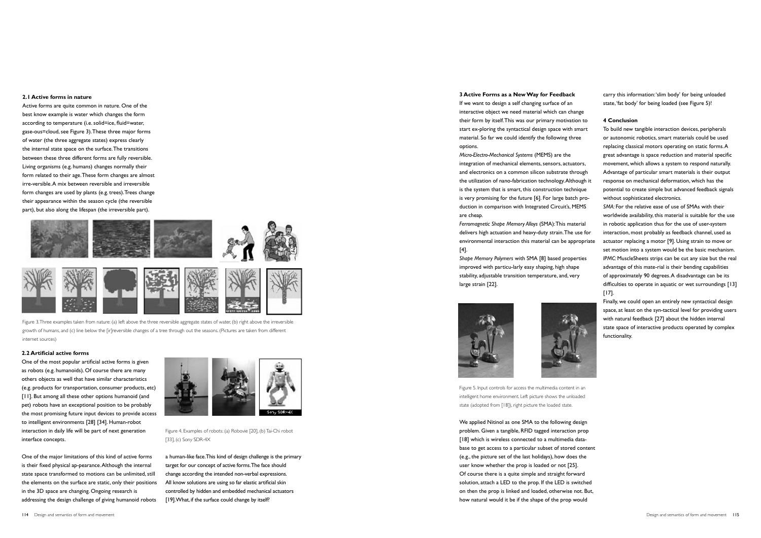### 2.1 Active forms in nature

Active forms are quite common in nature. One of the best know example is water which changes the form according to temperature (i.e. solid=ice, fluid=water, gase-ous=cloud, see Figure 3). These three major forms of water (the three aggregate states) express clearly the internal state space on the surface. The transitions between these three different forms are fully reversible. Living organisms (e.g. humans) changes normally their form related to their age. These form changes are almost irre-versible. A mix between reversible and irreversible form changes are used by plants (e.g. trees). Trees change their appearance within the season cycle (the reversible part), but also along the lifespan (the irreversible part).

Figure 3. Three examples taken from nature: (a) left above the three reversible aggregate states of water, (b) right above the irreversible growth of humans, and (c) line below the [ir]reversible changes of a tree through out the seasons. (Pictures are taken from different internet sources)

### 2.2 Artificial active forms

One of the most popular artificial active forms is given as robots (e.g. humanoids). Of course there are many others objects as well that have similar characteristics (e.g. products for transportation, consumer products, etc) [11]. But among all these other options humanoid (and pet) robots have an exceptional position to be probably the most promising future input devices to provide access to intelligent environments [28] [34]. Human-robot interaction in daily life will be part of next generation interface concepts.

Figure 4. Examples of robots: (a) Robovie [20], (b) Tai-Chi robot [33], (c) Sony SDR-4X

One of the major limitations of this kind of active forms is their fixed physical ap-pearance. Although the internal state space transformed to motions can be unlimited, still the elements on the surface are static, only their positions in the 3D space are changing. Ongoing research is addressing the design challenge of giving humanoid robots a human-like face. This kind of design challenge is the primary target for our concept of active forms. The face should change according the intended non-verbal expressions. All know solutions are using so far elastic artificial skin controlled by hidden and embedded mechanical actuators [19]. What, if the surface could change by itself?

### 3 Active Forms as a New Way for Feedback

If we want to design a self changing surface of an interactive object we need material which can change their form by itself. This was our primary motivation to start ex-ploring the syntactical design space with smart material. So far we could identify the following three options.

*Micro-Electro-Mechanical Systems* (MEMS) are the integration of mechanical elements, sensors, actuators, and electronics on a common silicon substrate through the utilization of nano-fabrication technology. Although it is the system that is smart, this construction technique is very promising for the future [6]. For large batch pro-duction in comparison with Integrated Circuit's, MEMS are cheap.

*Ferromagnetic Shape Memory Alloys* (SMA): This material delivers high actuation and heavy-duty strain. The use for environmental interaction this material can be appropriate [4].

*Shape Memory Polymers* with SMA [8] based properties improved with particu-larly easy shaping, high shape stability, adjustable transition temperature, and, very large strain [22].

Figure 5. Input controls for access the multimedia content in an intelligent home environment. Left picture shows the unloaded state (adopted from [18]), right picture the loaded state.

We applied Nitinol as one SMA to the following design problem. Given a tangible, RFID tagged interaction prop [18] which is wireless connected to a multimedia data-base to get access to a particular subset of stored content (e.g., the picture set of the last holidays), how does the user know whether the prop is loaded or not [25]. Of course there is a quite simple and straight forward solution, attach a LED to the prop. If the LED is switched on then the prop is linked and loaded, otherwise not. But, how natural would it be if the shape of the prop would carry this information: 'slim body' for being unloaded state, 'fat body' for being loaded (see Figure 5)!

### 4 Conclusion

To build new tangible interaction devices, peripherals or autonomic robotics, smart materials could be used replacing classical motors operating on static forms. A great advantage is space reduction and material specific movement, which allows a system to respond naturally. Advantage of particular smart materials is their output response on mechanical deformation, which has the potential to create simple but advanced feedback signals without sophisticated electronics.

*SMA:* For the relative ease of use of SMAs with their worldwide availability, this material is suitable for the use in robotic application thus for the use of user-system interaction, most probably as feedback channel, used as actuator replacing a motor [9]. Using strain to move or set motion into a system would be the basic mechanism.

*IPMC:* MuscleSheets strips can be cut any size but the real advantage of this mate-rial is their bending capabilities of approximately 90 degrees. A disadvantage can be its difficulties to operate in aquatic or wet surroundings [13] [17].

Finally, we could open an entirely new syntactical design space, at least on the syn-tactical level for providing users with natural feedback [27] about the hidden internal state space of interactive products operated by complex functionality.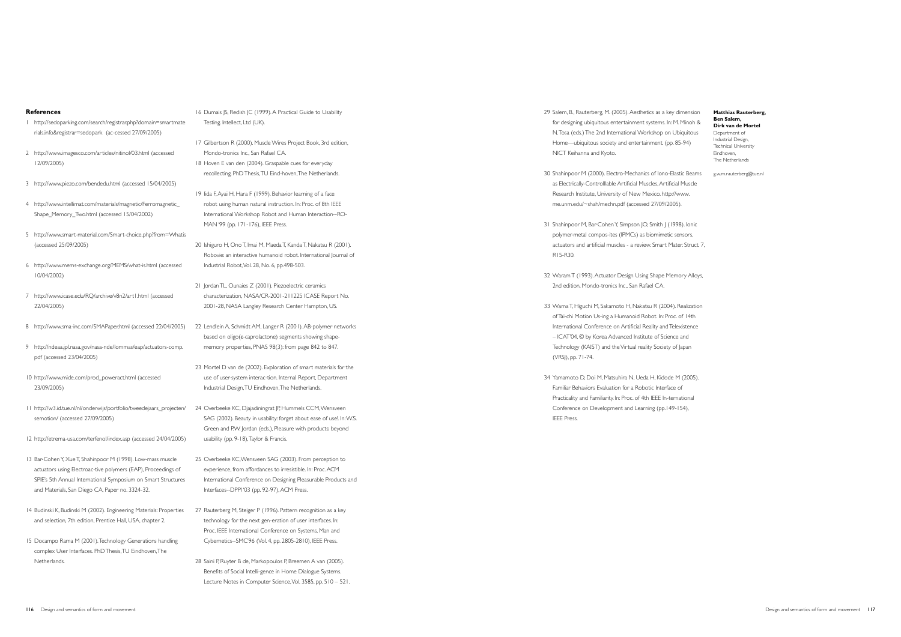### References

1 http://sedoparking.com/search/registrar.php?domain=smartmaterials.info&registrar=sedopark (ac-cessed 27/09/2005)

2 http://www.imagesco.com/articles/nitinol/03.html (accessed 12/09/2005)

3 http://www.piezo.com/bendedu.html (accessed 15/04/2005)

4 http://www.intellimat.com/materials/magnetic/Ferromagnetic_Shape_Memory_Two.html (accessed 15/04/2002)

5 http://www.smart-material.com/Smart-choice.php?from=Whatis (accessed 25/09/2005)

6 http://www.mems-exchange.org/MEMS/what-is.html (accessed 10/04/2002)

7 http://www.icase.edu/RQ/archive/v8n2/art1.html (accessed 22/04/2005)

8 http://www.sma-inc.com/SMAPaper.html (accessed 22/04/2005)

9 http://ndeaa.jpl.nasa.gov/nasa-nde/lommas/eap/actuators-comp.pdf (accessed 23/04/2005)

10 http://www.mide.com/prod_poweract.html (accessed 23/09/2005)

11 http://w3.id.tue.nl/nl/onderwijs/portfolio/tweedejaars_projecten/semotion/ (accessed 27/09/2005)

12 http://etrema-usa.com/terfenol/index.asp (accessed 24/04/2005)

13 Bar-Cohen Y, Xue T, Shahinpoor M (1998). Low-mass muscle actuators using Electroac-tive polymers (EAP), Proceedings of SPIE's 5th Annual International Symposium on Smart Structures and Materials, San Diego CA, Paper no. 3324-32.

14 Budinski K, Budinski M (2002). Engineering Materials: Properties and selection, 7th edition, Prentice Hall, USA, chapter 2.

15 Docampo Rama M (2001). Technology Generations handling complex User Interfaces. PhD Thesis, TU Eindhoven, The Netherlands.

16 Dumais JS, Redish JC (1999). A Practical Guide to Usability Testing. Intellect, Ltd (UK).

17 Gilbertson R (2000). Muscle Wires Project Book, 3rd edition, Mondo-tronics Inc., San Rafael CA.

18 Hoven E van den (2004). Graspable cues for everyday recollecting. PhD Thesis, TU Eind-hoven, The Netherlands.

19 Iida F, Ayai H, Hara F (1999). Behavior learning of a face robot using human natural instruction. In: Proc. of 8th IEEE International Workshop Robot and Human Interaction--RO-MAN '99 (pp. 171-176), IEEE Press.

20 Ishiguro H, Ono T, Imai M, Maeda T, Kanda T, Nakatsu R (2001). Robovie: an interactive humanoid robot. International Journal of Industrial Robot, Vol. 28, No. 6, pp.498-503.

21 Jordan TL, Ounaies Z (2001). Piezoelectric ceramics characterization, NASA/CR-2001-211225 ICASE Report No. 2001-28, NASA Langley Research Center Hampton, US.

22 Lendlein A, Schmidt AM, Langer R (2001). AB-polymer networks based on oligo(ε-caprolactone) segments showing shape-memory properties, PNAS 98(3): from page 842 to 847.

23 Mortel D van de (2002). Exploration of smart materials for the use of user-system interac-tion. Internal Report, Department Industrial Design, TU Eindhoven, The Netherlands.

24 Overbeeke KC, Djajadiningrat JP, Hummels CCM, Wensveen SAG (2002). Beauty in usability: forget about ease of use!. In: W.S. Green and P.W. Jordan (eds.), Pleasure with products: beyond usability (pp. 9-18), Taylor & Francis.

25 Overbeeke KC, Wensveen SAG (2003). From perception to experience, from affordances to irresistible. In: Proc. ACM International Conference on Designing Pleasurable Products and Interfaces--DPPI '03 (pp. 92-97), ACM Press.

27 Rauterberg M, Steiger P (1996). Pattern recognition as a key technology for the next gen-eration of user interfaces. In: Proc. IEEE International Conference on Systems, Man and Cybernetics--SMC'96 (Vol. 4, pp. 2805-2810), IEEE Press.

28 Saini P, Ruyter B de, Markopoulos P, Breemen A van (2005). Benefits of Social Intelli-gence in Home Dialogue Systems. Lecture Notes in Computer Science, Vol. 3585, pp. 510 – 521.

29 Salem, B., Rauterberg, M. (2005). Aesthetics as a key dimension for designing ubiquitous entertainment systems. In: M. Minoh & N. Tosa (eds.) The 2nd International Workshop on Ubiquitous Home—ubiquitous society and entertainment. (pp. 85-94) NICT Keihanna and Kyoto.

30 Shahinpoor M (2000). Electro-Mechanics of Iono-Elastic Beams as Electrically-Controlllable Artificial Muscles, Artificial Muscle Research Institute, University of New Mexico. http://www.me.unm.edu/~shah/mechn.pdf (accessed 27/09/2005).

31 Shahinpoor M, Bar-Cohen Y, Simpson JO, Smith J (1998). Ionic polymer-metal compos-ites (IPMCs) as biomimetic sensors, actuators and artificial muscles - a review. Smart Mater. Struct. 7, R15-R30.

32 Waram T (1993). Actuator Design Using Shape Memory Alloys, 2nd edition, Mondo-tronics Inc., San Rafael CA.

33 Wama T, Higuchi M, Sakamoto H, Nakatsu R (2004). Realization of Tai-chi Motion Us-ing a Humanoid Robot. In: Proc. of 14th International Conference on Artificial Reality and Telexistence – ICAT'04, © by Korea Advanced Institute of Science and Technology (KAIST) and the Virtual reality Society of Japan (VRSJ), pp. 71-74.

34 Yamamoto D, Doi M, Matsuhira N, Ueda H, Kidode M (2005). Familiar Behaviors Evaluation for a Robotic Interface of Practicality and Familiarity. In: Proc. of 4th IEEE In-ternational Conference on Development and Learning (pp.149-154), IEEE Press.

**Matthias Rauterberg, Ben Salem, Dirk van de Mortel**
Department of Industrial Design, Technical University Eindhoven, The Netherlands

g.w.m.rauterberg@tue.nl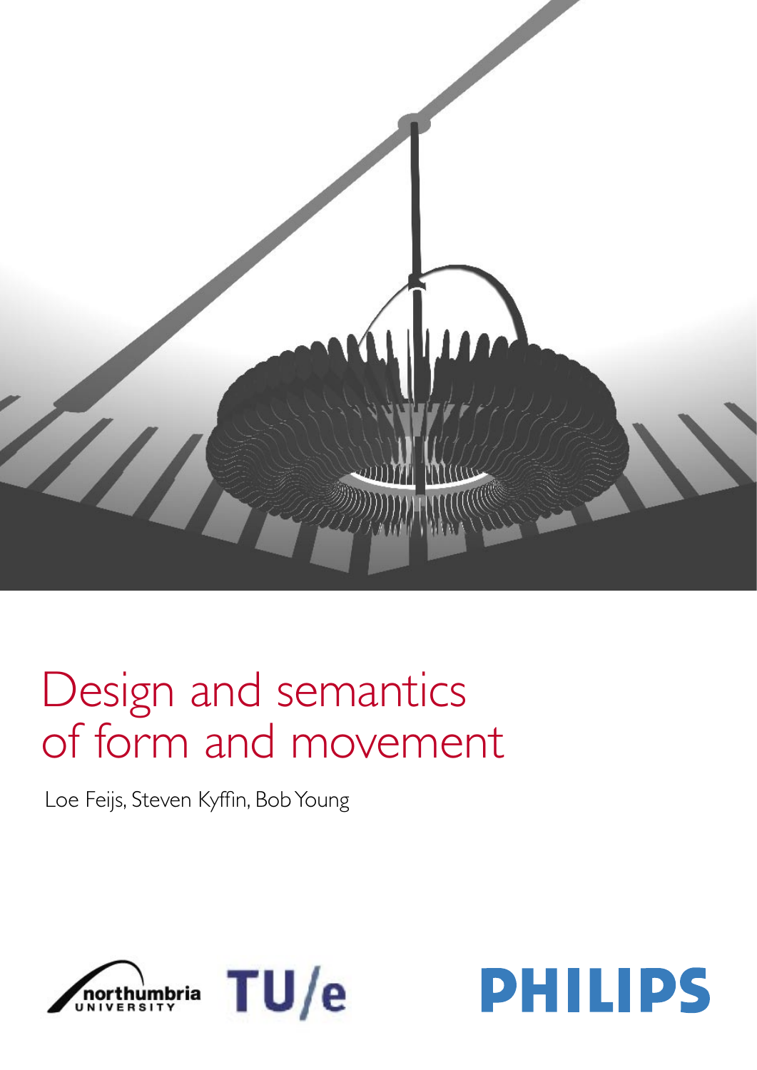# Design and semantics of form and movement

Loe Feijs, Steven Kyffin, Bob Young

northumbria UNIVERSITY

TU/e

PHILIPS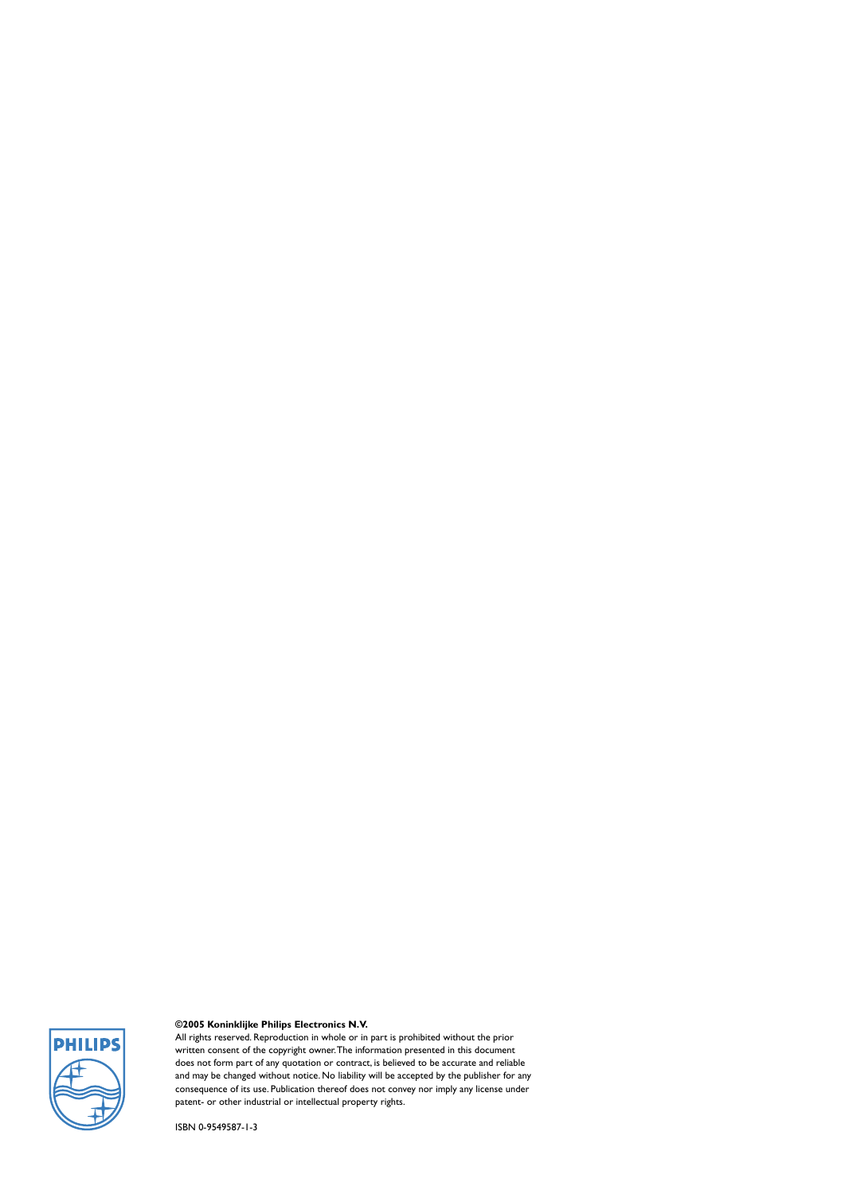**©2005 Koninklijke Philips Electronics N.V.**

All rights reserved. Reproduction in whole or in part is prohibited without the prior written consent of the copyright owner. The information presented in this document does not form part of any quotation or contract, is believed to be accurate and reliable and may be changed without notice. No liability will be accepted by the publisher for any consequence of its use. Publication thereof does not convey nor imply any license under patent- or other industrial or intellectual property rights.

ISBN 0-9549587-1-3